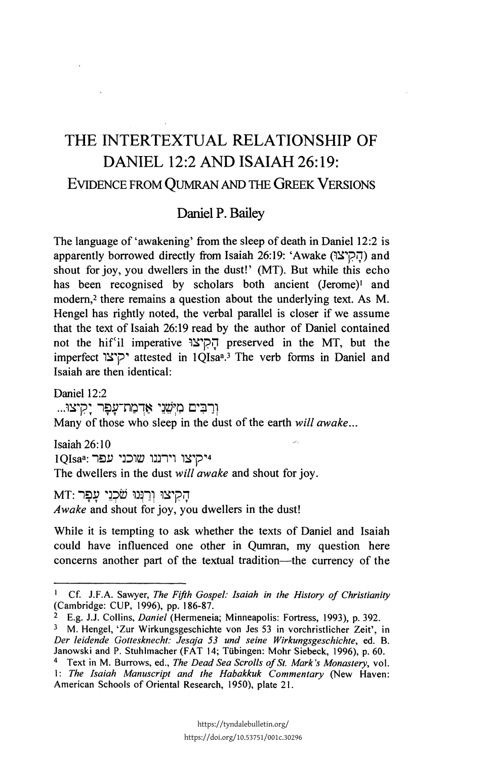# THE INTERTEXTUAL RELATIONSHIP OF DANIEL 12:2 AND ISAIAH 26:19:

## EVIDENCE FROM QUMRAN AND THE GREEK VERSIONS

### Daniel P. Bailey

The language of 'awakening' from the sleep of death in Daniel 12:2 is apparently borrowed directly from Isaiah 26:19: 'Awake (הָקִיצוּ) and shout for joy, you dwellers in the dust!' (MT). But while this echo has been recognised by scholars both ancient (Jerome)[1] and modern,[2] there remains a question about the underlying text. As M. Hengel has rightly noted, the verbal parallel is closer if we assume that the text of Isaiah 26:19 read by the author of Daniel contained not the hifʿil imperative הָקִיצוּ preserved in the MT, but the imperfect יקיצו attested in 1QIsa[a].[3] The verb forms in Daniel and Isaiah are then identical:

Daniel 12:2
וְרַבִּים מִיְּשֵׁנֵי אַדְמַת־עָפָר יָקִיצוּ...
Many of those who sleep in the dust of the earth *will awake*...

Isaiah 26:10
1QIsa[a]: יקיצו וירננו שוכני עפר[4]
The dwellers in the dust *will awake* and shout for joy.

MT: הָקִיצוּ וְרַנְּנוּ שֹׁכְנֵי עָפָר
*Awake* and shout for joy, you dwellers in the dust!

While it is tempting to ask whether the texts of Daniel and Isaiah could have influenced one other in Qumran, my question here concerns another part of the textual tradition—the currency of the

---

[1] Cf. J.F.A. Sawyer, *The Fifth Gospel: Isaiah in the History of Christianity* (Cambridge: CUP, 1996), pp. 186-87.

[2] E.g. J.J. Collins, *Daniel* (Hermeneia; Minneapolis: Fortress, 1993), p. 392.

[3] M. Hengel, 'Zur Wirkungsgeschichte von Jes 53 in vorchristlicher Zeit', in *Der leidende Gottesknecht: Jesaja 53 und seine Wirkungsgeschichte*, ed. B. Janowski and P. Stuhlmacher (FAT 14; Tübingen: Mohr Siebeck, 1996), p. 60.

[4] Text in M. Burrows, ed., *The Dead Sea Scrolls of St. Mark's Monastery*, vol. 1: *The Isaiah Manuscript and the Habakkuk Commentary* (New Haven: American Schools of Oriental Research, 1950), plate 21.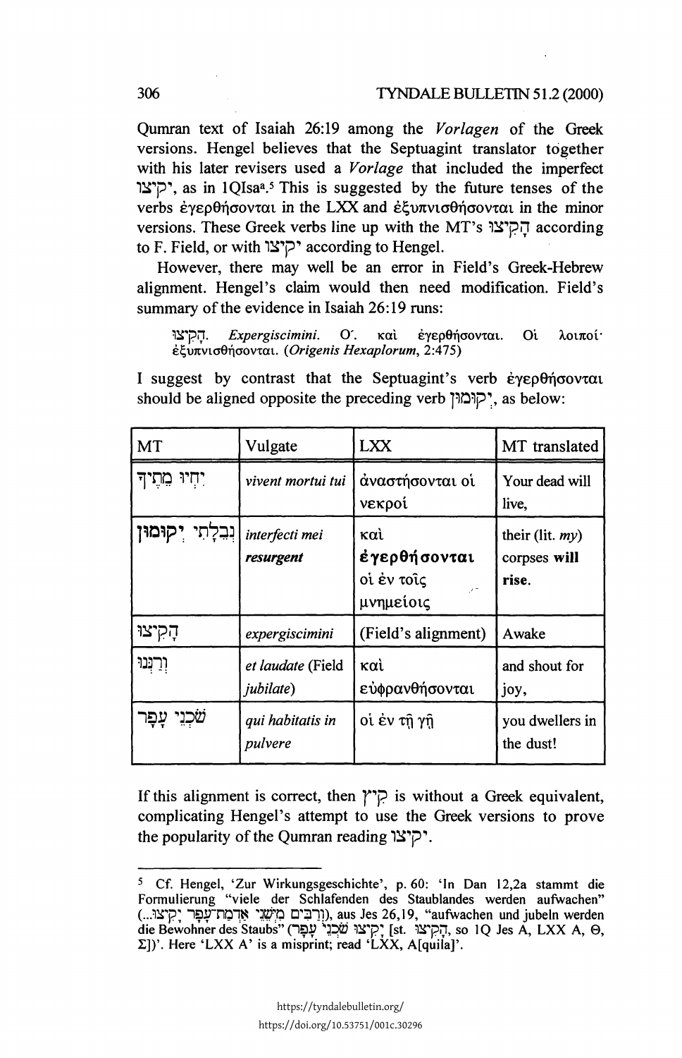Qumran text of Isaiah 26:19 among the *Vorlagen* of the Greek versions. Hengel believes that the Septuagint translator together with his later revisers used a *Vorlage* that included the imperfect יקיצו, as in 1QIsa[a].[5] This is suggested by the future tenses of the verbs ἐγερθήσονται in the LXX and ἐξυπνισθήσονται in the minor versions. These Greek verbs line up with the MT's הָקִיצוּ according to F. Field, or with יקיצו according to Hengel.

However, there may well be an error in Field's Greek-Hebrew alignment. Hengel's claim would then need modification. Field's summary of the evidence in Isaiah 26:19 runs:

> הָקִיצוּ. *Expergiscimini.* Ο΄. καὶ ἐγερθήσονται. Οἱ λοιποί· ἐξυπνισθήσονται. (*Origenis Hexaplorum*, 2:475)

I suggest by contrast that the Septuagint's verb ἐγερθήσονται should be aligned opposite the preceding verb יְקוּמוּן, as below:

| MT | Vulgate | LXX | MT translated |
|---|---|---|---|
| יִחְיוּ מֵתֶיךָ | *vivent mortui tui* | ἀναστήσονται οἱ νεκροί | Your dead will live, |
| נְבֵלָתִי יְקוּמוּן | *interfecti mei* ***resurgent*** | καὶ **ἐγερθήσονται** οἱ ἐν τοῖς μνημείοις | their (lit. *my*) corpses **will rise**. |
| הָקִיצוּ | *expergiscimini* | (Field's alignment) | Awake |
| וְרַנְּנוּ | *et laudate* (Field *jubilate*) | καὶ εὐφρανθήσονται | and shout for joy, |
| שֹׁכְנֵי עָפָר | *qui habitatis in pulvere* | οἱ ἐν τῇ γῇ | you dwellers in the dust! |

If this alignment is correct, then קִיץ is without a Greek equivalent, complicating Hengel's attempt to use the Greek versions to prove the popularity of the Qumran reading יקיצו.

---

[5] Cf. Hengel, 'Zur Wirkungsgeschichte', p. 60: 'In Dan 12,2a stammt die Formulierung "viele der Schlafenden des Staublandes werden aufwachen" (וְרַבִּים מִיְּשֵׁנֵי אַדְמַת־עָפָר יָקִיצוּ...), aus Jes 26,19, "aufwachen und jubeln werden die Bewohner des Staubs" (יָקִיצוּ שֹׁכְנֵי עָפָר [st. הָקִיצוּ, so 1Q Jes A, LXX A, Θ, Σ])'. Here 'LXX A' is a misprint; read 'LXX, A[quila]'.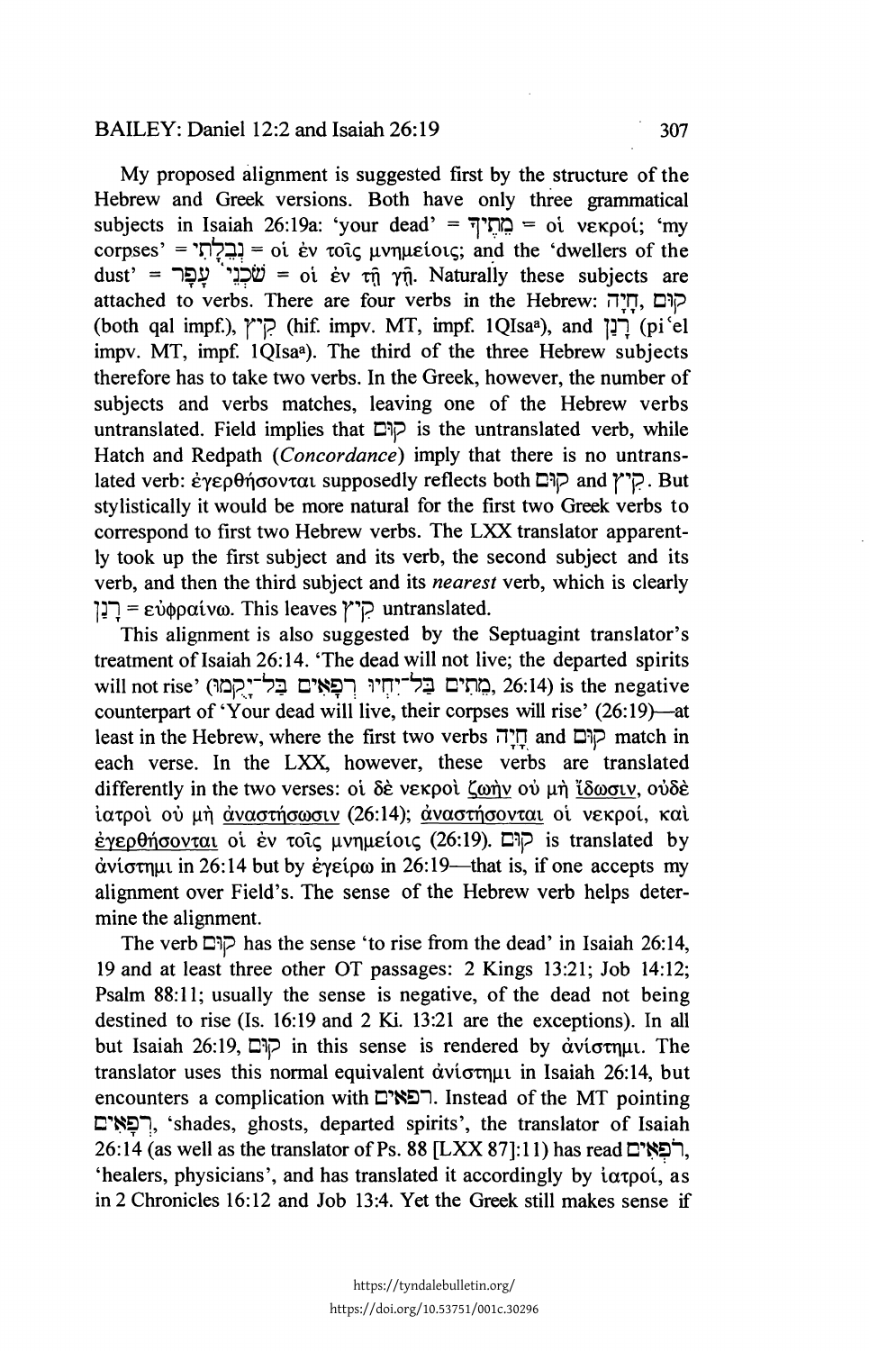My proposed alignment is suggested first by the structure of the Hebrew and Greek versions. Both have only three grammatical subjects in Isaiah 26:19a: 'your dead' = מֵתֶיךָ = οἱ νεκροί; 'my corpses' = נְבֵלָתִי = οἱ ἐν τοῖς μνημείοις; and the 'dwellers of the dust' = שֹׁכְנֵי עָפָר = οἱ ἐν τῇ γῇ. Naturally these subjects are attached to verbs. There are four verbs in the Hebrew: חָיָה, קוּם (both qal impf.), קִיץ (hif. impv. MT, impf. 1QIsa[a]), and רָנַן (pi'el impv. MT, impf. 1QIsa[a]). The third of the three Hebrew subjects therefore has to take two verbs. In the Greek, however, the number of subjects and verbs matches, leaving one of the Hebrew verbs untranslated. Field implies that קוּם is the untranslated verb, while Hatch and Redpath (*Concordance*) imply that there is no untranslated verb: ἐγερθήσονται supposedly reflects both קוּם and קִיץ. But stylistically it would be more natural for the first two Greek verbs to correspond to first two Hebrew verbs. The LXX translator apparently took up the first subject and its verb, the second subject and its verb, and then the third subject and its *nearest* verb, which is clearly רָנַן = εὐφραίνω. This leaves קִיץ untranslated.

This alignment is also suggested by the Septuagint translator's treatment of Isaiah 26:14. 'The dead will not live; the departed spirits will not rise' (מֵתִים בַּל־יִחְיוּ רְפָאִים בַּל־יָקֻמוּ, 26:14) is the negative counterpart of 'Your dead will live, their corpses will rise' (26:19)—at least in the Hebrew, where the first two verbs חָיָה and קוּם match in each verse. In the LXX, however, these verbs are translated differently in the two verses: οἱ δὲ νεκροὶ ζωὴν οὐ μὴ ἴδωσιν, οὐδὲ ἰατροὶ οὐ μὴ ἀναστήσωσιν (26:14); ἀναστήσονται οἱ νεκροί, καὶ ἐγερθήσονται οἱ ἐν τοῖς μνημείοις (26:19). קוּם is translated by ἀνίστημι in 26:14 but by ἐγείρω in 26:19—that is, if one accepts my alignment over Field's. The sense of the Hebrew verb helps determine the alignment.

The verb קוּם has the sense 'to rise from the dead' in Isaiah 26:14, 19 and at least three other OT passages: 2 Kings 13:21; Job 14:12; Psalm 88:11; usually the sense is negative, of the dead not being destined to rise (Is. 16:19 and 2 Ki. 13:21 are the exceptions). In all but Isaiah 26:19, קוּם in this sense is rendered by ἀνίστημι. The translator uses this normal equivalent ἀνίστημι in Isaiah 26:14, but encounters a complication with רפאים. Instead of the MT pointing רְפָאִים, 'shades, ghosts, departed spirits', the translator of Isaiah 26:14 (as well as the translator of Ps. 88 [LXX 87]:11) has read רֹפְאִים, 'healers, physicians', and has translated it accordingly by ἰατροί, as in 2 Chronicles 16:12 and Job 13:4. Yet the Greek still makes sense if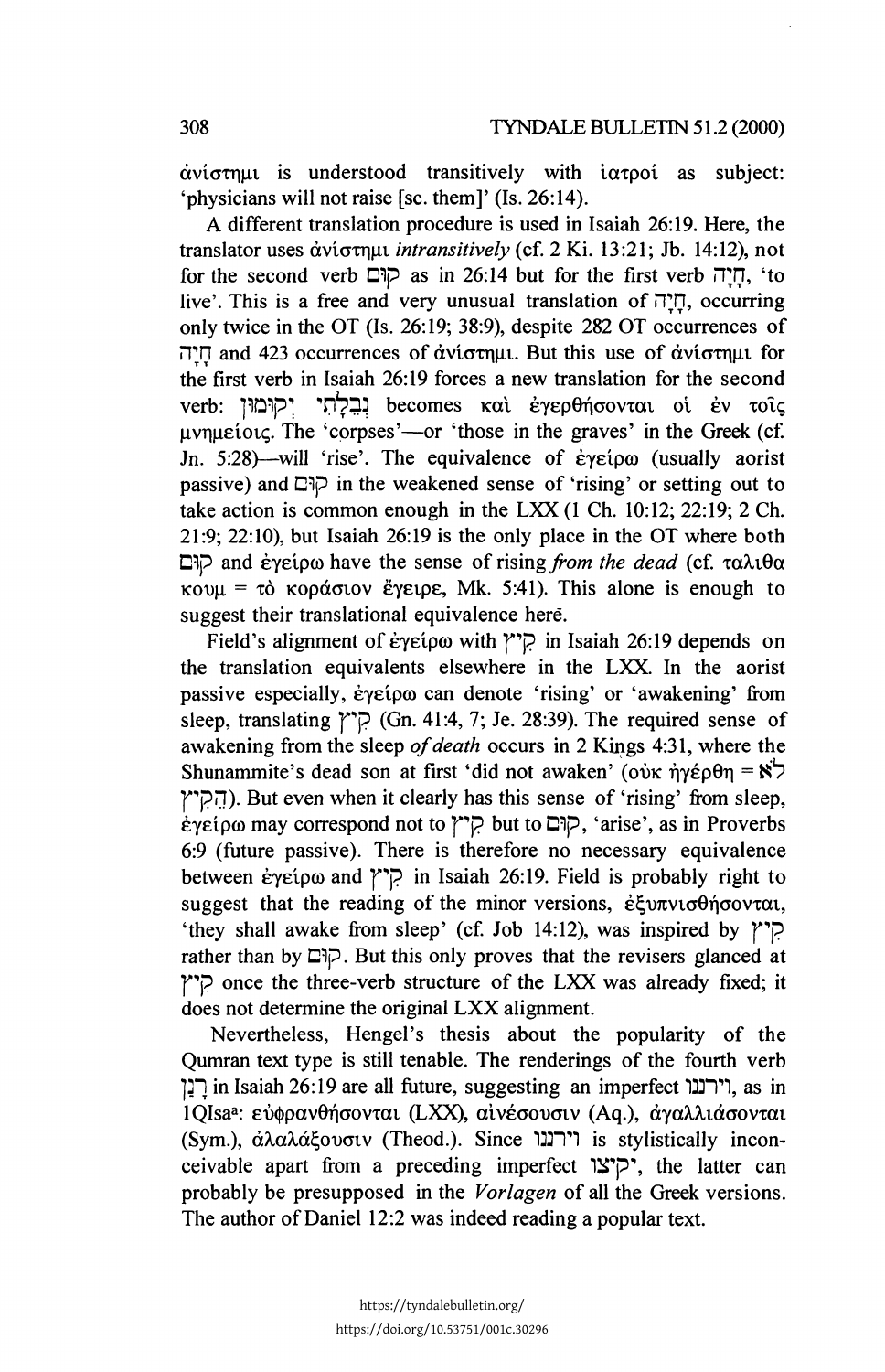ἀνίστημι is understood transitively with ἰατροί as subject: 'physicians will not raise [sc. them]' (Is. 26:14).

A different translation procedure is used in Isaiah 26:19. Here, the translator uses ἀνίστημι *intransitively* (cf. 2 Ki. 13:21; Jb. 14:12), not for the second verb קוּם as in 26:14 but for the first verb חָיָה, 'to live'. This is a free and very unusual translation of חָיָה, occurring only twice in the OT (Is. 26:19; 38:9), despite 282 OT occurrences of חָיָה and 423 occurrences of ἀνίστημι. But this use of ἀνίστημι for the first verb in Isaiah 26:19 forces a new translation for the second verb: נְבֵלָתִי יְקוּמוּן becomes καὶ ἐγερθήσονται οἱ ἐν τοῖς μνημείοις. The 'corpses'—or 'those in the graves' in the Greek (cf. Jn. 5:28)—will 'rise'. The equivalence of ἐγείρω (usually aorist passive) and קוּם in the weakened sense of 'rising' or setting out to take action is common enough in the LXX (1 Ch. 10:12; 22:19; 2 Ch. 21:9; 22:10), but Isaiah 26:19 is the only place in the OT where both קוּם and ἐγείρω have the sense of rising *from the dead* (cf. ταλιθα κουμ = τὸ κοράσιον ἔγειρε, Mk. 5:41). This alone is enough to suggest their translational equivalence here.

Field's alignment of ἐγείρω with קִיץ in Isaiah 26:19 depends on the translation equivalents elsewhere in the LXX. In the aorist passive especially, ἐγείρω can denote 'rising' or 'awakening' from sleep, translating קִיץ (Gn. 41:4, 7; Je. 28:39). The required sense of awakening from the sleep *of death* occurs in 2 Kings 4:31, where the Shunammite's dead son at first 'did not awaken' (οὐκ ἠγέρθη = לֹא הֵקִיץ). But even when it clearly has this sense of 'rising' from sleep, ἐγείρω may correspond not to קִיץ but to קוּם, 'arise', as in Proverbs 6:9 (future passive). There is therefore no necessary equivalence between ἐγείρω and קִיץ in Isaiah 26:19. Field is probably right to suggest that the reading of the minor versions, ἐξυπνισθήσονται, 'they shall awake from sleep' (cf. Job 14:12), was inspired by קִיץ rather than by קוּם. But this only proves that the revisers glanced at קִיץ once the three-verb structure of the LXX was already fixed; it does not determine the original LXX alignment.

Nevertheless, Hengel's thesis about the popularity of the Qumran text type is still tenable. The renderings of the fourth verb רָנַן in Isaiah 26:19 are all future, suggesting an imperfect וירננו, as in 1QIsa[a]: εὐφρανθήσονται (LXX), αἰνέσουσιν (Aq.), ἀγαλλιάσονται (Sym.), ἀλαλάξουσιν (Theod.). Since וירננו is stylistically inconceivable apart from a preceding imperfect יקיצו, the latter can probably be presupposed in the *Vorlagen* of all the Greek versions. The author of Daniel 12:2 was indeed reading a popular text.

https://tyndalebulletin.org/
https://doi.org/10.53751/001c.30296